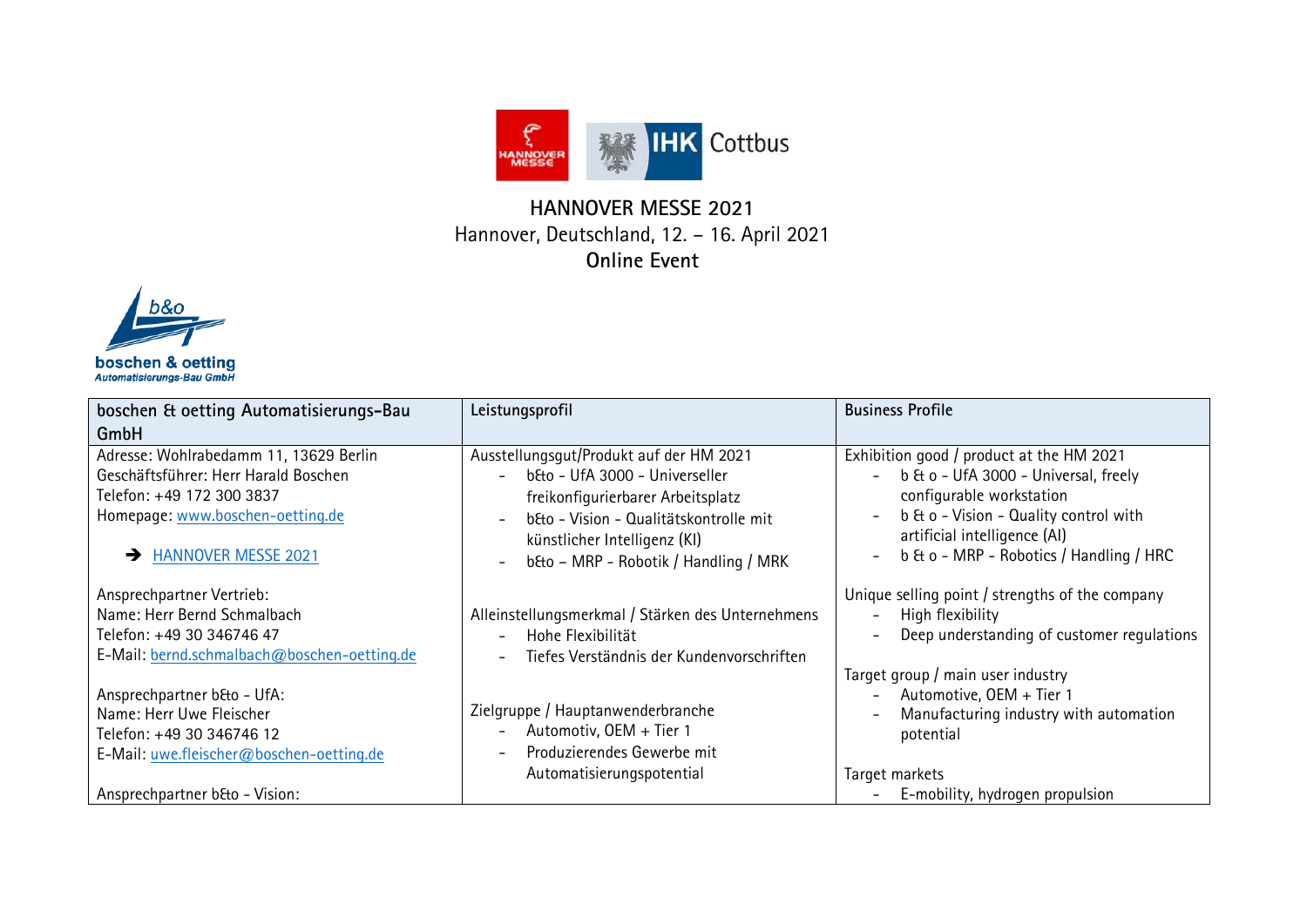**HANNOVER MESSE 2021**
Hannover, Deutschland, 12. – 16. April 2021
**Online Event**

| boschen & oetting Automatisierungs-Bau GmbH | Leistungsprofil | Business Profile |
|---|---|---|
| Adresse: Wohlrabedamm 11, 13629 Berlin<br>Geschäftsführer: Herr Harald Boschen<br>Telefon: +49 172 300 3837<br>Homepage: www.boschen-oetting.de<br><br>➔ HANNOVER MESSE 2021<br><br>Ansprechpartner Vertrieb:<br>Name: Herr Bernd Schmalbach<br>Telefon: +49 30 346746 47<br>E-Mail: bernd.schmalbach@boschen-oetting.de<br><br>Ansprechpartner b&o - UfA:<br>Name: Herr Uwe Fleischer<br>Telefon: +49 30 346746 12<br>E-Mail: uwe.fleischer@boschen-oetting.de<br><br>Ansprechpartner b&o - Vision: | Ausstellungsgut/Produkt auf der HM 2021<br>- b&o - UfA 3000 - Universeller freikonfigurierbarer Arbeitsplatz<br>- b&o - Vision - Qualitätskontrolle mit künstlicher Intelligenz (KI)<br>- b&o – MRP - Robotik / Handling / MRK<br><br>Alleinstellungsmerkmal / Stärken des Unternehmens<br>- Hohe Flexibilität<br>- Tiefes Verständnis der Kundenvorschriften<br><br>Zielgruppe / Hauptanwenderbranche<br>- Automotiv, OEM + Tier 1<br>- Produzierendes Gewerbe mit Automatisierungspotential | Exhibition good / product at the HM 2021<br>- b & o - UfA 3000 - Universal, freely configurable workstation<br>- b & o - Vision - Quality control with artificial intelligence (AI)<br>- b & o - MRP - Robotics / Handling / HRC<br><br>Unique selling point / strengths of the company<br>- High flexibility<br>- Deep understanding of customer regulations<br><br>Target group / main user industry<br>- Automotive, OEM + Tier 1<br>- Manufacturing industry with automation potential<br><br>Target markets<br>- E-mobility, hydrogen propulsion |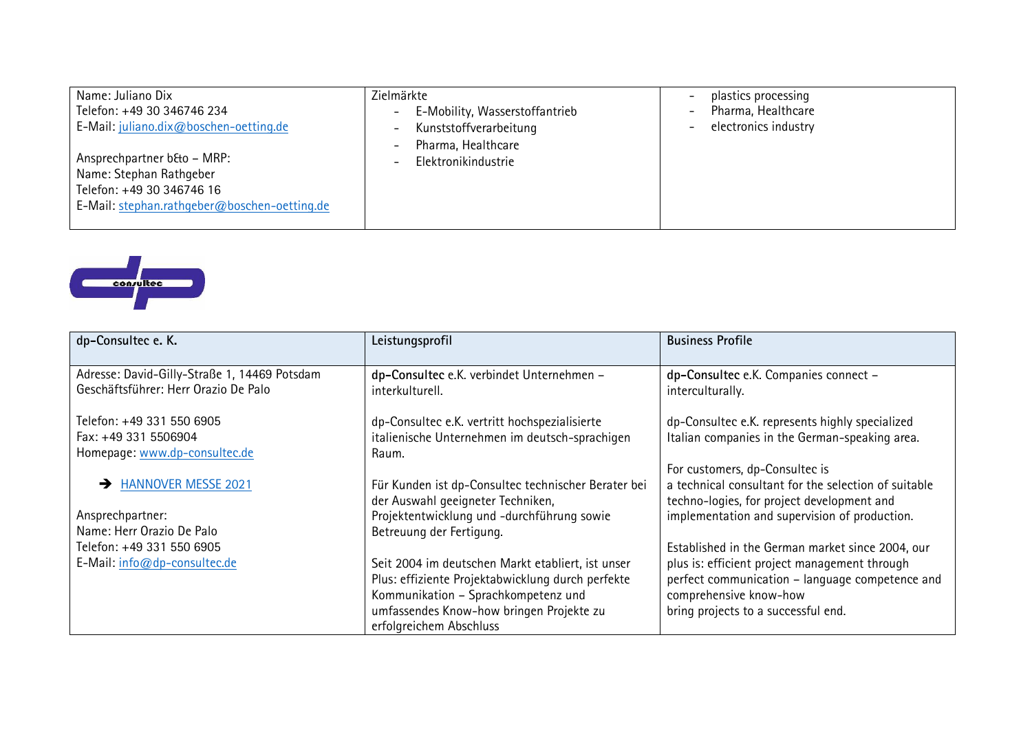| Name: Juliano Dix<br>Telefon: +49 30 346746 234<br>E-Mail: juliano.dix@boschen-oetting.de<br><br>Ansprechpartner b&to – MRP:<br>Name: Stephan Rathgeber<br>Telefon: +49 30 346746 16<br>E-Mail: stephan.rathgeber@boschen-oetting.de | Zielmärkte<br>- E-Mobility, Wasserstoffantrieb<br>- Kunststoffverarbeitung<br>- Pharma, Healthcare<br>- Elektronikindustrie | - plastics processing<br>- Pharma, Healthcare<br>- electronics industry |
|---|---|---|

| dp-Consultec e. K. | Leistungsprofil | Business Profile |
|---|---|---|
| Adresse: David-Gilly-Straße 1, 14469 Potsdam<br>Geschäftsführer: Herr Orazio De Palo<br><br>Telefon: +49 331 550 6905<br>Fax: +49 331 5506904<br>Homepage: www.dp-consultec.de<br><br>➔ HANNOVER MESSE 2021<br><br>Ansprechpartner:<br>Name: Herr Orazio De Palo<br>Telefon: +49 331 550 6905<br>E-Mail: info@dp-consultec.de | **dp-Consultec** e.K. verbindet Unternehmen – interkulturell.<br><br>dp-Consultec e.K. vertritt hochspezialisierte italienische Unternehmen im deutsch-sprachigen Raum.<br><br>Für Kunden ist dp-Consultec technischer Berater bei der Auswahl geeigneter Techniken, Projektentwicklung und -durchführung sowie Betreuung der Fertigung.<br><br>Seit 2004 im deutschen Markt etabliert, ist unser Plus: effiziente Projektabwicklung durch perfekte Kommunikation – Sprachkompetenz und umfassendes Know-how bringen Projekte zu erfolgreichem Abschluss | **dp-Consultec** e.K. Companies connect – interculturally.<br><br>dp-Consultec e.K. represents highly specialized Italian companies in the German-speaking area.<br><br>For customers, dp-Consultec is a technical consultant for the selection of suitable techno-logies, for project development and implementation and supervision of production.<br><br>Established in the German market since 2004, our plus is: efficient project management through perfect communication – language competence and comprehensive know-how bring projects to a successful end. |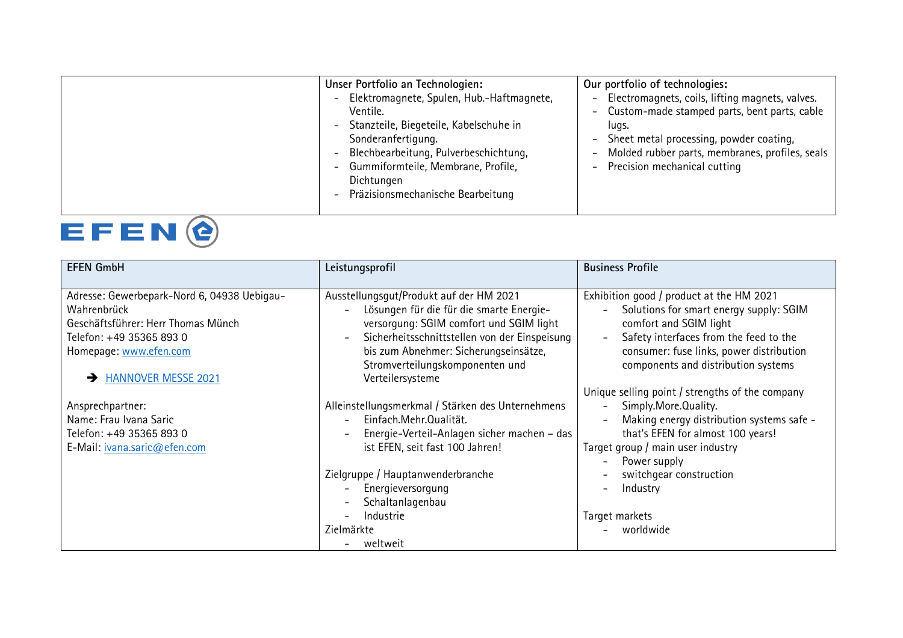| | Unser Portfolio an Technologien: | Our portfolio of technologies: |
|---|---|---|
| | **Unser Portfolio an Technologien:**<br>- Elektromagnete, Spulen, Hub.-Haftmagnete, Ventile.<br>- Stanzteile, Biegeteile, Kabelschuhe in Sonderanfertigung.<br>- Blechbearbeitung, Pulverbeschichtung,<br>- Gummiformteile, Membrane, Profile, Dichtungen<br>- Präzisionsmechanische Bearbeitung | **Our portfolio of technologies:**<br>- Electromagnets, coils, lifting magnets, valves.<br>- Custom-made stamped parts, bent parts, cable lugs.<br>- Sheet metal processing, powder coating,<br>- Molded rubber parts, membranes, profiles, seals<br>- Precision mechanical cutting |

EFEN

| EFEN GmbH | Leistungsprofil | Business Profile |
|---|---|---|
| Adresse: Gewerbepark-Nord 6, 04938 Uebigau-Wahrenbrück<br>Geschäftsführer: Herr Thomas Münch<br>Telefon: +49 35365 893 0<br>Homepage: [www.efen.com](http://www.efen.com)<br><br>➔ HANNOVER MESSE 2021<br><br>Ansprechpartner:<br>Name: Frau Ivana Saric<br>Telefon: +49 35365 893 0<br>E-Mail: ivana.saric@efen.com | Ausstellungsgut/Produkt auf der HM 2021<br>- Lösungen für die für die smarte Energie-versorgung: SGIM comfort und SGIM light<br>- Sicherheitsschnittstellen von der Einspeisung bis zum Abnehmer: Sicherungseinsätze, Stromverteilungskomponenten und Verteilersysteme<br><br>Alleinstellungsmerkmal / Stärken des Unternehmens<br>- Einfach.Mehr.Qualität.<br>- Energie-Verteil-Anlagen sicher machen – das ist EFEN, seit fast 100 Jahren!<br><br>Zielgruppe / Hauptanwenderbranche<br>- Energieversorgung<br>- Schaltanlagenbau<br>- Industrie<br>Zielmärkte<br>- weltweit | Exhibition good / product at the HM 2021<br>- Solutions for smart energy supply: SGIM comfort and SGIM light<br>- Safety interfaces from the feed to the consumer: fuse links, power distribution components and distribution systems<br><br>Unique selling point / strengths of the company<br>- Simply.More.Quality.<br>- Making energy distribution systems safe - that's EFEN for almost 100 years!<br>Target group / main user industry<br>- Power supply<br>- switchgear construction<br>- Industry<br><br>Target markets<br>- worldwide |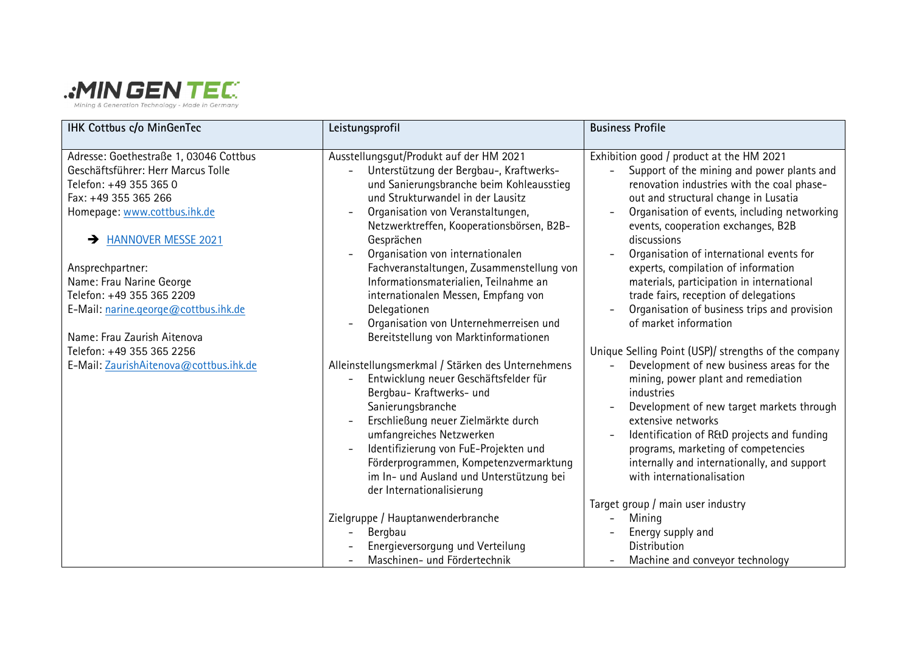| IHK Cottbus c/o MinGenTec | Leistungsprofil | Business Profile |
|---|---|---|
| Adresse: Goethestraße 1, 03046 Cottbus<br>Geschäftsführer: Herr Marcus Tolle<br>Telefon: +49 355 365 0<br>Fax: +49 355 365 266<br>Homepage: [www.cottbus.ihk.de](www.cottbus.ihk.de)<br><br>➔ [HANNOVER MESSE 2021]()<br><br>Ansprechpartner:<br>Name: Frau Narine George<br>Telefon: +49 355 365 2209<br>E-Mail: [narine.george@cottbus.ihk.de](mailto:narine.george@cottbus.ihk.de)<br><br>Name: Frau Zaurish Aitenova<br>Telefon: +49 355 365 2256<br>E-Mail: [ZaurishAitenova@cottbus.ihk.de](mailto:ZaurishAitenova@cottbus.ihk.de) | Ausstellungsgut/Produkt auf der HM 2021<br>- Unterstützung der Bergbau-, Kraftwerks- und Sanierungsbranche beim Kohleausstieg und Strukturwandel in der Lausitz<br>- Organisation von Veranstaltungen, Netzwerktreffen, Kooperationsbörsen, B2B-Gesprächen<br>- Organisation von internationalen Fachveranstaltungen, Zusammenstellung von Informationsmaterialien, Teilnahme an internationalen Messen, Empfang von Delegationen<br>- Organisation von Unternehmerreisen und Bereitstellung von Marktinformationen<br><br>Alleinstellungsmerkmal / Stärken des Unternehmens<br>- Entwicklung neuer Geschäftsfelder für Bergbau- Kraftwerks- und Sanierungsbranche<br>- Erschließung neuer Zielmärkte durch umfangreiches Netzwerken<br>- Identifizierung von FuE-Projekten und Förderprogrammen, Kompetenzvermarktung im In- und Ausland und Unterstützung bei der Internationalisierung<br><br>Zielgruppe / Hauptanwenderbranche<br>- Bergbau<br>- Energieversorgung und Verteilung<br>- Maschinen- und Fördertechnik | Exhibition good / product at the HM 2021<br>- Support of the mining and power plants and renovation industries with the coal phase-out and structural change in Lusatia<br>- Organisation of events, including networking events, cooperation exchanges, B2B discussions<br>- Organisation of international events for experts, compilation of information materials, participation in international trade fairs, reception of delegations<br>- Organisation of business trips and provision of market information<br><br>Unique Selling Point (USP)/ strengths of the company<br>- Development of new business areas for the mining, power plant and remediation industries<br>- Development of new target markets through extensive networks<br>- Identification of R&D projects and funding programs, marketing of competencies internally and internationally, and support with internationalisation<br><br>Target group / main user industry<br>- Mining<br>- Energy supply and Distribution<br>- Machine and conveyor technology |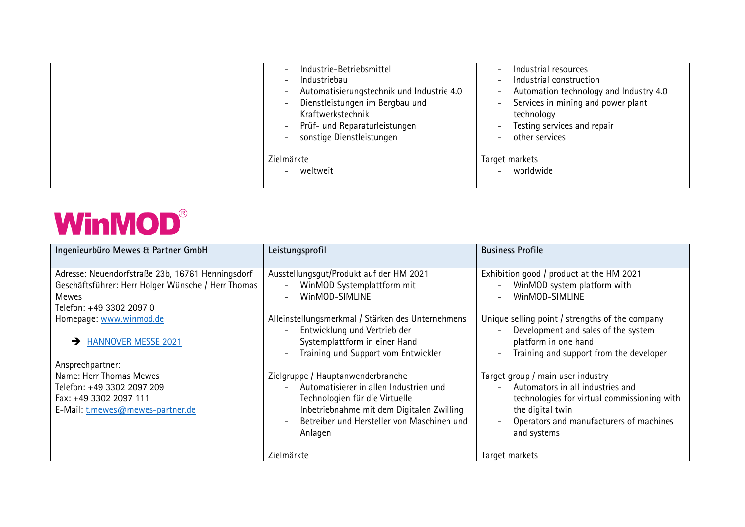| | | |
|---|---|---|
| | - Industrie-Betriebsmittel<br>- Industriebau<br>- Automatisierungstechnik und Industrie 4.0<br>- Dienstleistungen im Bergbau und Kraftwerkstechnik<br>- Prüf- und Reparaturleistungen<br>- sonstige Dienstleistungen<br><br>Zielmärkte<br>- weltweit | - Industrial resources<br>- Industrial construction<br>- Automation technology and Industry 4.0<br>- Services in mining and power plant technology<br>- Testing services and repair<br>- other services<br><br>Target markets<br>- worldwide |

**WinMOD®**

| Ingenieurbüro Mewes & Partner GmbH | Leistungsprofil | Business Profile |
|---|---|---|
| Adresse: Neuendorfstraße 23b, 16761 Henningsdorf<br>Geschäftsführer: Herr Holger Wünsche / Herr Thomas Mewes<br>Telefon: +49 3302 2097 0<br>Homepage: [www.winmod.de](http://www.winmod.de)<br><br>➔ HANNOVER MESSE 2021<br><br>Ansprechpartner:<br>Name: Herr Thomas Mewes<br>Telefon: +49 3302 2097 209<br>Fax: +49 3302 2097 111<br>E-Mail: [t.mewes@mewes-partner.de](mailto:t.mewes@mewes-partner.de) | Ausstellungsgut/Produkt auf der HM 2021<br>- WinMOD Systemplattform mit<br>- WinMOD-SIMLINE<br><br>Alleinstellungsmerkmal / Stärken des Unternehmens<br>- Entwicklung und Vertrieb der Systemplattform in einer Hand<br>- Training und Support vom Entwickler<br><br>Zielgruppe / Hauptanwenderbranche<br>- Automatisierer in allen Industrien und Technologien für die Virtuelle Inbetriebnahme mit dem Digitalen Zwilling<br>- Betreiber und Hersteller von Maschinen und Anlagen<br><br>Zielmärkte | Exhibition good / product at the HM 2021<br>- WinMOD system platform with<br>- WinMOD-SIMLINE<br><br>Unique selling point / strengths of the company<br>- Development and sales of the system platform in one hand<br>- Training and support from the developer<br><br>Target group / main user industry<br>- Automators in all industries and technologies for virtual commissioning with the digital twin<br>- Operators and manufacturers of machines and systems<br><br>Target markets |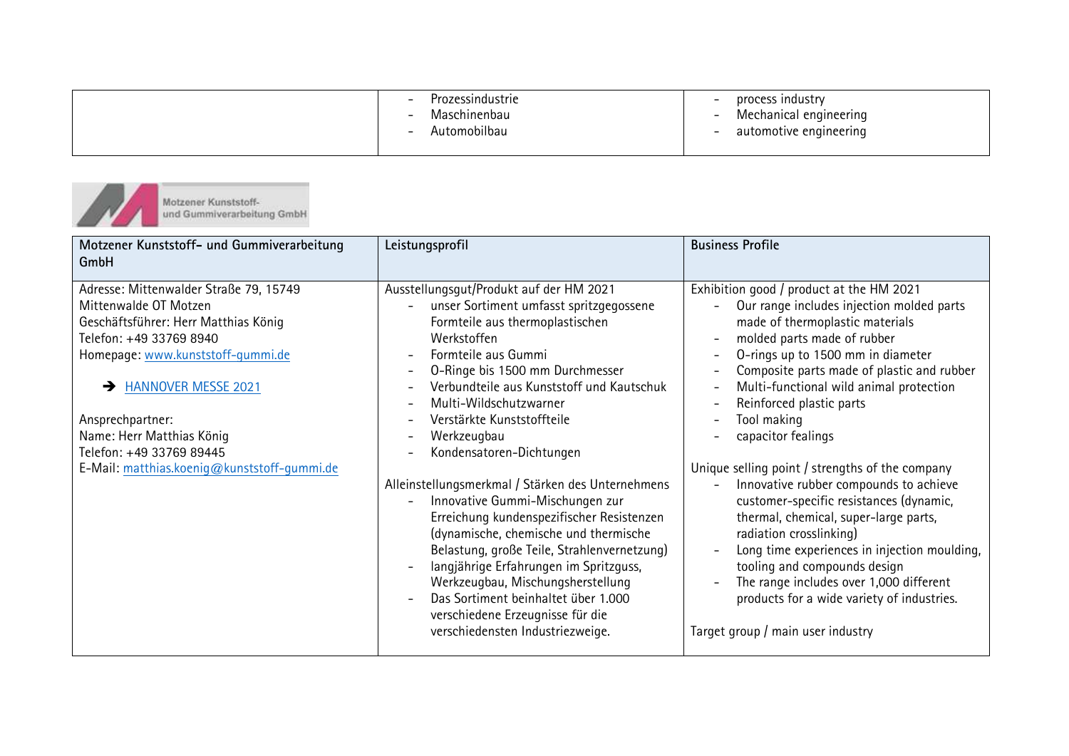| | | |
|---|---|---|
| | - Prozessindustrie<br>- Maschinenbau<br>- Automobilbau | - process industry<br>- Mechanical engineering<br>- automotive engineering |

Motzener Kunststoff- und Gummiverarbeitung GmbH

| Motzener Kunststoff- und Gummiverarbeitung GmbH | Leistungsprofil | Business Profile |
|---|---|---|
| Adresse: Mittenwalder Straße 79, 15749 Mittenwalde OT Motzen<br>Geschäftsführer: Herr Matthias König<br>Telefon: +49 33769 8940<br>Homepage: www.kunststoff-gummi.de<br><br>➔ HANNOVER MESSE 2021<br><br>Ansprechpartner:<br>Name: Herr Matthias König<br>Telefon: +49 33769 89445<br>E-Mail: matthias.koenig@kunststoff-gummi.de | Ausstellungsgut/Produkt auf der HM 2021<br>- unser Sortiment umfasst spritzgegossene Formteile aus thermoplastischen Werkstoffen<br>- Formteile aus Gummi<br>- O-Ringe bis 1500 mm Durchmesser<br>- Verbundteile aus Kunststoff und Kautschuk<br>- Multi-Wildschutzwarner<br>- Verstärkte Kunststoffteile<br>- Werkzeugbau<br>- Kondensatoren-Dichtungen<br><br>Alleinstellungsmerkmal / Stärken des Unternehmens<br>- Innovative Gummi-Mischungen zur Erreichung kundenspezifischer Resistenzen (dynamische, chemische und thermische Belastung, große Teile, Strahlenvernetzung)<br>- langjährige Erfahrungen im Spritzguss, Werkzeugbau, Mischungsherstellung<br>- Das Sortiment beinhaltet über 1.000 verschiedene Erzeugnisse für die verschiedensten Industriezweige. | Exhibition good / product at the HM 2021<br>- Our range includes injection molded parts made of thermoplastic materials<br>- molded parts made of rubber<br>- O-rings up to 1500 mm in diameter<br>- Composite parts made of plastic and rubber<br>- Multi-functional wild animal protection<br>- Reinforced plastic parts<br>- Tool making<br>- capacitor fealings<br><br>Unique selling point / strengths of the company<br>- Innovative rubber compounds to achieve customer-specific resistances (dynamic, thermal, chemical, super-large parts, radiation crosslinking)<br>- Long time experiences in injection moulding, tooling and compounds design<br>- The range includes over 1,000 different products for a wide variety of industries.<br><br>Target group / main user industry |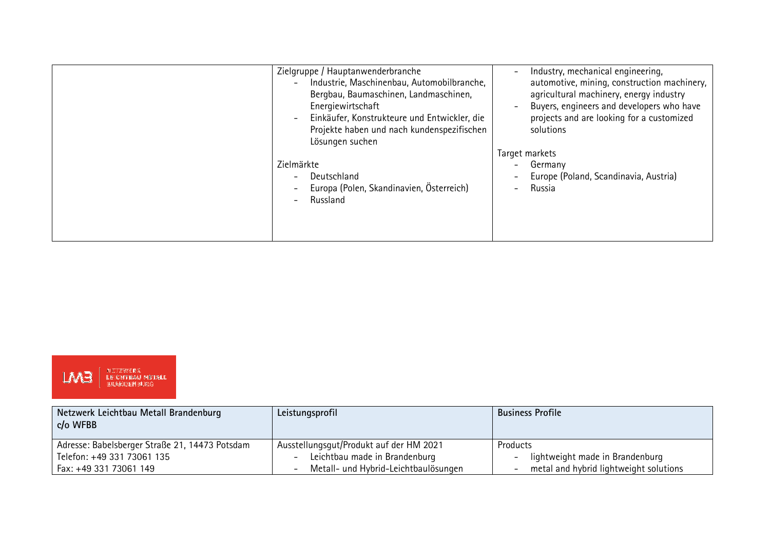| | | |
|---|---|---|
| | Zielgruppe / Hauptanwenderbranche<br>- Industrie, Maschinenbau, Automobilbranche, Bergbau, Baumaschinen, Landmaschinen, Energiewirtschaft<br>- Einkäufer, Konstrukteure und Entwickler, die Projekte haben und nach kundenspezifischen Lösungen suchen<br><br>Zielmärkte<br>- Deutschland<br>- Europa (Polen, Skandinavien, Österreich)<br>- Russland | - Industry, mechanical engineering, automotive, mining, construction machinery, agricultural machinery, energy industry<br>- Buyers, engineers and developers who have projects and are looking for a customized solutions<br><br>Target markets<br>- Germany<br>- Europe (Poland, Scandinavia, Austria)<br>- Russia |

LMB | NETZWERK LEICHTBAU METALL BRANDENBURG

| **Netzwerk Leichtbau Metall Brandenburg c/o WFBB** | **Leistungsprofil** | **Business Profile** |
|---|---|---|
| Adresse: Babelsberger Straße 21, 14473 Potsdam<br>Telefon: +49 331 73061 135<br>Fax: +49 331 73061 149 | Ausstellungsgut/Produkt auf der HM 2021<br>- Leichtbau made in Brandenburg<br>- Metall- und Hybrid-Leichtbaulösungen | Products<br>- lightweight made in Brandenburg<br>- metal and hybrid lightweight solutions |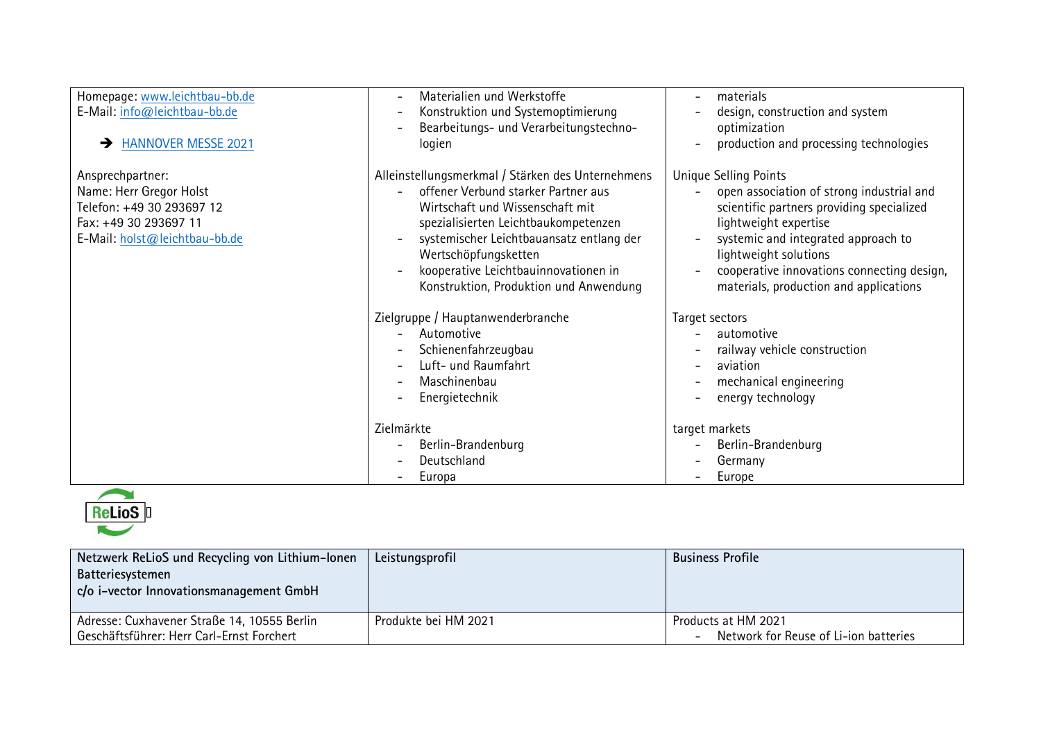| | | |
|---|---|---|
| Homepage: www.leichtbau-bb.de<br>E-Mail: info@leichtbau-bb.de<br><br>➔ HANNOVER MESSE 2021<br><br>Ansprechpartner:<br>Name: Herr Gregor Holst<br>Telefon: +49 30 293697 12<br>Fax: +49 30 293697 11<br>E-Mail: holst@leichtbau-bb.de | - Materialien und Werkstoffe<br>- Konstruktion und Systemoptimierung<br>- Bearbeitungs- und Verarbeitungstechno-logien<br><br>Alleinstellungsmerkmal / Stärken des Unternehmens<br>- offener Verbund starker Partner aus Wirtschaft und Wissenschaft mit spezialisierten Leichtbaukompetenzen<br>- systemischer Leichtbauansatz entlang der Wertschöpfungsketten<br>- kooperative Leichtbauinnovationen in Konstruktion, Produktion und Anwendung<br><br>Zielgruppe / Hauptanwenderbranche<br>- Automotive<br>- Schienenfahrzeugbau<br>- Luft- und Raumfahrt<br>- Maschinenbau<br>- Energietechnik<br><br>Zielmärkte<br>- Berlin-Brandenburg<br>- Deutschland<br>- Europa | - materials<br>- design, construction and system optimization<br>- production and processing technologies<br><br>Unique Selling Points<br>- open association of strong industrial and scientific partners providing specialized lightweight expertise<br>- systemic and integrated approach to lightweight solutions<br>- cooperative innovations connecting design, materials, production and applications<br><br>Target sectors<br>- automotive<br>- railway vehicle construction<br>- aviation<br>- mechanical engineering<br>- energy technology<br><br>target markets<br>- Berlin-Brandenburg<br>- Germany<br>- Europe |

ReLioS

| Netzwerk ReLioS und Recycling von Lithium-Ionen Batteriesystemen<br>c/o i-vector Innovationsmanagement GmbH | Leistungsprofil | Business Profile |
|---|---|---|
| Adresse: Cuxhavener Straße 14, 10555 Berlin<br>Geschäftsführer: Herr Carl-Ernst Forchert | Produkte bei HM 2021 | Products at HM 2021<br>- Network for Reuse of Li-ion batteries |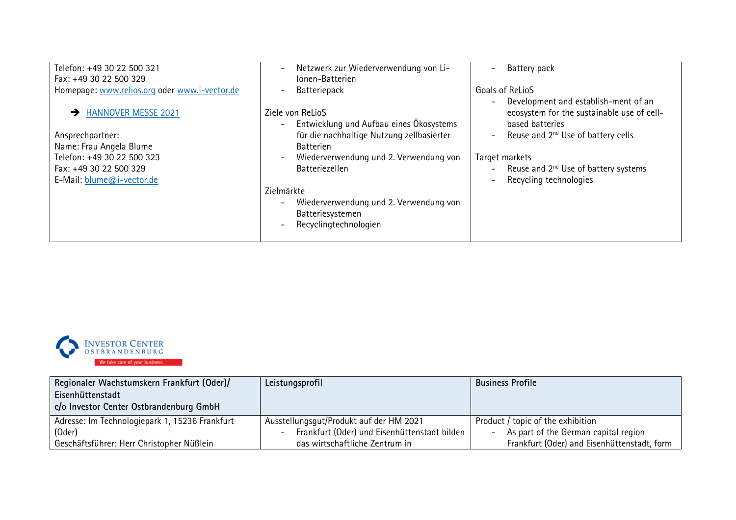| | | |
|---|---|---|
| Telefon: +49 30 22 500 321<br>Fax: +49 30 22 500 329<br>Homepage: [www.relios.org](http://www.relios.org) oder [www.i-vector.de](http://www.i-vector.de)<br><br>➔ HANNOVER MESSE 2021<br><br>Ansprechpartner:<br>Name: Frau Angela Blume<br>Telefon: +49 30 22 500 323<br>Fax: +49 30 22 500 329<br>E-Mail: [blume@i-vector.de](mailto:blume@i-vector.de) | - Netzwerk zur Wiederverwendung von Li-Ionen-Batterien<br>- Batteriepack<br><br>Ziele von ReLioS<br>- Entwicklung und Aufbau eines Ökosystems für die nachhaltige Nutzung zellbasierter Batterien<br>- Wiederverwendung und 2. Verwendung von Batteriezellen<br><br>Zielmärkte<br>- Wiederverwendung und 2. Verwendung von Batteriesystemen<br>- Recyclingtechnologien | - Battery pack<br><br>Goals of ReLioS<br>- Development and establish-ment of an ecosystem for the sustainable use of cell-based batteries<br>- Reuse and 2nd Use of battery cells<br><br>Target markets<br>- Reuse and 2nd Use of battery systems<br>- Recycling technologies |

INVESTOR CENTER OSTBRANDENBURG
We take care of your business.

| Regionaler Wachstumskern Frankfurt (Oder)/ Eisenhüttenstadt<br>c/o Investor Center Ostbrandenburg GmbH | Leistungsprofil | Business Profile |
|---|---|---|
| Adresse: Im Technologiepark 1, 15236 Frankfurt (Oder)<br>Geschäftsführer: Herr Christopher Nüßlein | Ausstellungsgut/Produkt auf der HM 2021<br>- Frankfurt (Oder) und Eisenhüttenstadt bilden das wirtschaftliche Zentrum in | Product / topic of the exhibition<br>- As part of the German capital region Frankfurt (Oder) and Eisenhüttenstadt, form |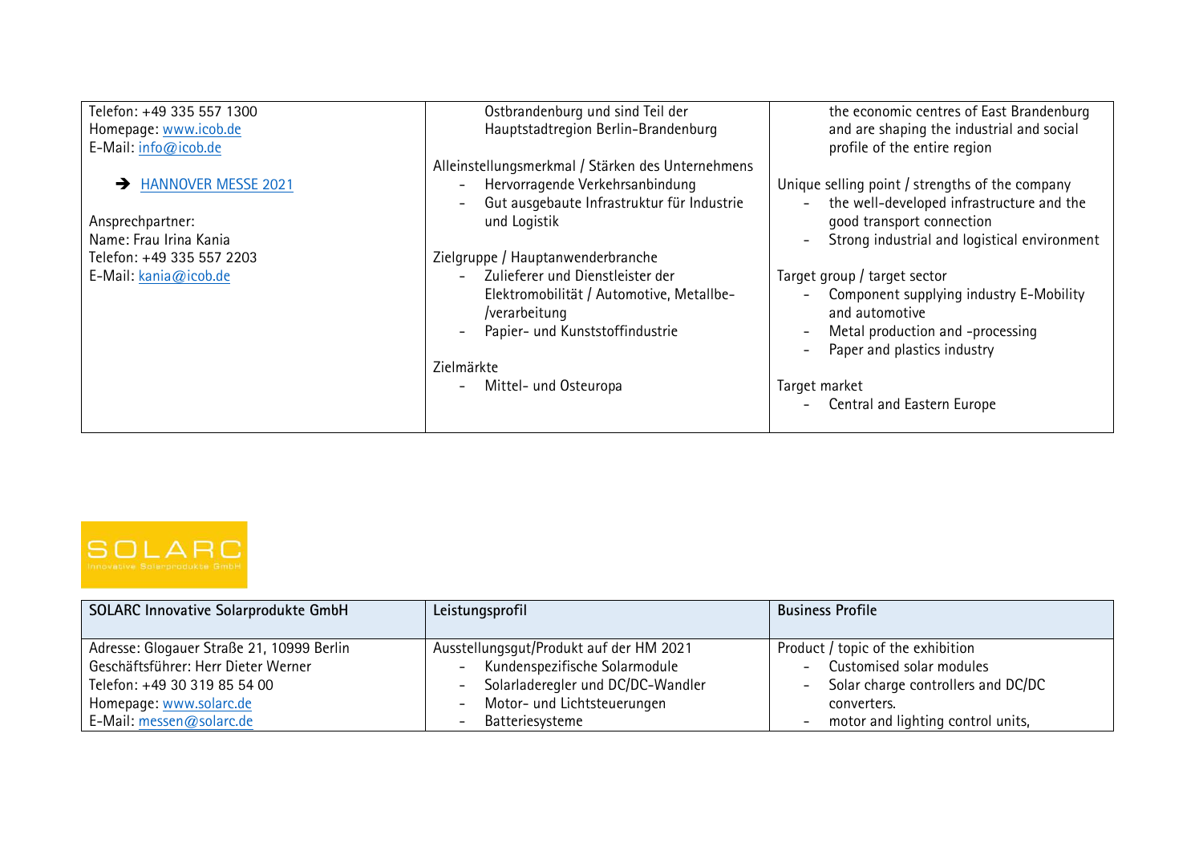| | | |
|---|---|---|
| Telefon: +49 335 557 1300<br>Homepage: www.icob.de<br>E-Mail: info@icob.de<br><br>➔ HANNOVER MESSE 2021<br><br>Ansprechpartner:<br>Name: Frau Irina Kania<br>Telefon: +49 335 557 2203<br>E-Mail: kania@icob.de | Ostbrandenburg und sind Teil der Hauptstadtregion Berlin-Brandenburg<br><br>Alleinstellungsmerkmal / Stärken des Unternehmens<br>- Hervorragende Verkehrsanbindung<br>- Gut ausgebaute Infrastruktur für Industrie und Logistik<br><br>Zielgruppe / Hauptanwenderbranche<br>- Zulieferer und Dienstleister der Elektromobilität / Automotive, Metallbe-/verarbeitung<br>- Papier- und Kunststoffindustrie<br><br>Zielmärkte<br>- Mittel- und Osteuropa | the economic centres of East Brandenburg and are shaping the industrial and social profile of the entire region<br><br>Unique selling point / strengths of the company<br>- the well-developed infrastructure and the good transport connection<br>- Strong industrial and logistical environment<br><br>Target group / target sector<br>- Component supplying industry E-Mobility and automotive<br>- Metal production and -processing<br>- Paper and plastics industry<br><br>Target market<br>- Central and Eastern Europe |

SOLARC
Innovative Solarprodukte GmbH

| SOLARC Innovative Solarprodukte GmbH | Leistungsprofil | Business Profile |
|---|---|---|
| Adresse: Glogauer Straße 21, 10999 Berlin<br>Geschäftsführer: Herr Dieter Werner<br>Telefon: +49 30 319 85 54 00<br>Homepage: www.solarc.de<br>E-Mail: messen@solarc.de | Ausstellungsgut/Produkt auf der HM 2021<br>- Kundenspezifische Solarmodule<br>- Solarladeregler und DC/DC-Wandler<br>- Motor- und Lichtsteuerungen<br>- Batteriesysteme | Product / topic of the exhibition<br>- Customised solar modules<br>- Solar charge controllers and DC/DC converters.<br>- motor and lighting control units, |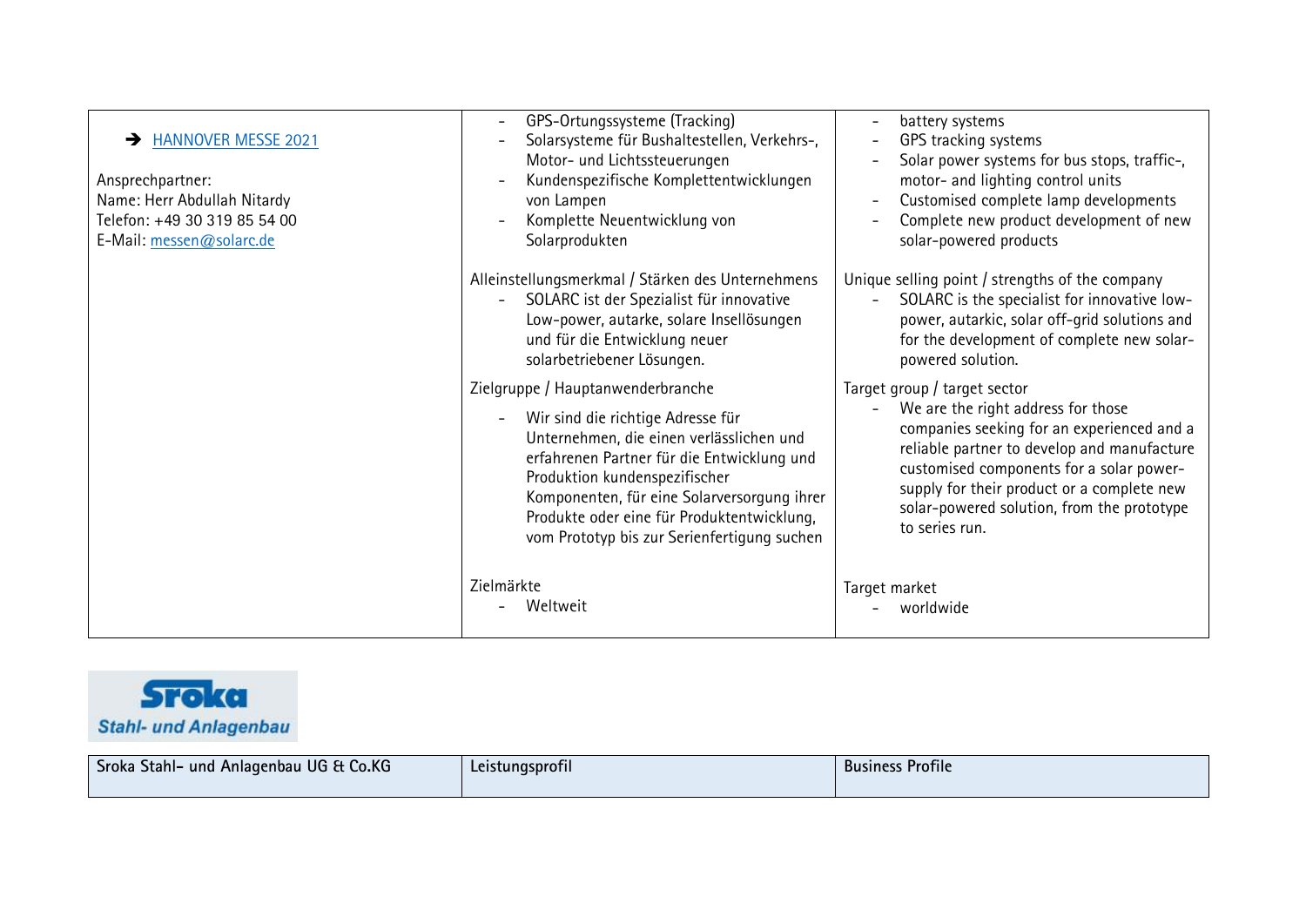| | | |
|---|---|---|
| ➔ [HANNOVER MESSE 2021](#)<br><br>Ansprechpartner:<br>Name: Herr Abdullah Nitardy<br>Telefon: +49 30 319 85 54 00<br>E-Mail: messen@solarc.de | - GPS-Ortungssysteme (Tracking)<br>- Solarsysteme für Bushaltestellen, Verkehrs-, Motor- und Lichtssteuerungen<br>- Kundenspezifische Komplettentwicklungen von Lampen<br>- Komplette Neuentwicklung von Solarprodukten<br><br>Alleinstellungsmerkmal / Stärken des Unternehmens<br>- SOLARC ist der Spezialist für innovative Low-power, autarke, solare Insellösungen und für die Entwicklung neuer solarbetriebener Lösungen.<br><br>Zielgruppe / Hauptanwenderbranche<br>- Wir sind die richtige Adresse für Unternehmen, die einen verlässlichen und erfahrenen Partner für die Entwicklung und Produktion kundenspezifischer Komponenten, für eine Solarversorgung ihrer Produkte oder eine für Produktentwicklung, vom Prototyp bis zur Serienfertigung suchen<br><br>Zielmärkte<br>- Weltweit | - battery systems<br>- GPS tracking systems<br>- Solar power systems for bus stops, traffic-, motor- and lighting control units<br>- Customised complete lamp developments<br>- Complete new product development of new solar-powered products<br><br>Unique selling point / strengths of the company<br>- SOLARC is the specialist for innovative low-power, autarkic, solar off-grid solutions and for the development of complete new solar-powered solution.<br><br>Target group / target sector<br>- We are the right address for those companies seeking for an experienced and a reliable partner to develop and manufacture customised components for a solar power-supply for their product or a complete new solar-powered solution, from the prototype to series run.<br><br>Target market<br>- worldwide |

Sroka
Stahl- und Anlagenbau

| Sroka Stahl- und Anlagenbau UG & Co.KG | Leistungsprofil | Business Profile |
|---|---|---|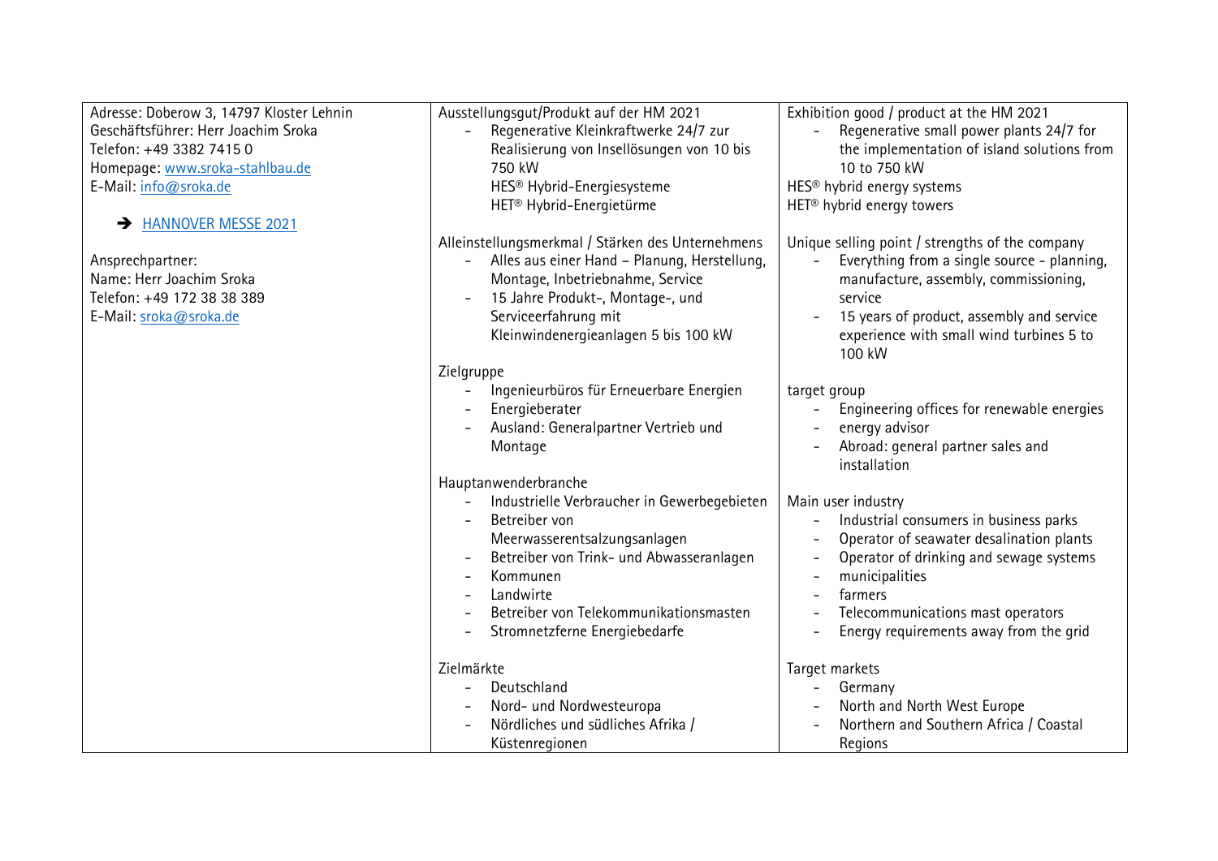| Adresse: Doberow 3, 14797 Kloster Lehnin<br>Geschäftsführer: Herr Joachim Sroka<br>Telefon: +49 3382 7415 0<br>Homepage: [www.sroka-stahlbau.de](http://www.sroka-stahlbau.de)<br>E-Mail: [info@sroka.de](mailto:info@sroka.de)<br><br>➔ HANNOVER MESSE 2021<br><br>Ansprechpartner:<br>Name: Herr Joachim Sroka<br>Telefon: +49 172 38 38 389<br>E-Mail: [sroka@sroka.de](mailto:sroka@sroka.de) | Ausstellungsgut/Produkt auf der HM 2021<br>- Regenerative Kleinkraftwerke 24/7 zur Realisierung von Insellösungen von 10 bis 750 kW<br>HES® Hybrid-Energiesysteme<br>HET® Hybrid-Energietürme<br><br>Alleinstellungsmerkmal / Stärken des Unternehmens<br>- Alles aus einer Hand – Planung, Herstellung, Montage, Inbetriebnahme, Service<br>- 15 Jahre Produkt-, Montage-, und Serviceerfahrung mit Kleinwindenergieanlagen 5 bis 100 kW<br><br>Zielgruppe<br>- Ingenieurbüros für Erneuerbare Energien<br>- Energieberater<br>- Ausland: Generalpartner Vertrieb und Montage<br><br>Hauptanwenderbranche<br>- Industrielle Verbraucher in Gewerbegebieten<br>- Betreiber von Meerwasserentsalzungsanlagen<br>- Betreiber von Trink- und Abwasseranlagen<br>- Kommunen<br>- Landwirte<br>- Betreiber von Telekommunikationsmasten<br>- Stromnetzferne Energiebedarfe<br><br>Zielmärkte<br>- Deutschland<br>- Nord- und Nordwesteuropa<br>- Nördliches und südliches Afrika / Küstenregionen | Exhibition good / product at the HM 2021<br>- Regenerative small power plants 24/7 for the implementation of island solutions from 10 to 750 kW<br>HES® hybrid energy systems<br>HET® hybrid energy towers<br><br>Unique selling point / strengths of the company<br>- Everything from a single source - planning, manufacture, assembly, commissioning, service<br>- 15 years of product, assembly and service experience with small wind turbines 5 to 100 kW<br><br>target group<br>- Engineering offices for renewable energies<br>- energy advisor<br>- Abroad: general partner sales and installation<br><br>Main user industry<br>- Industrial consumers in business parks<br>- Operator of seawater desalination plants<br>- Operator of drinking and sewage systems<br>- municipalities<br>- farmers<br>- Telecommunications mast operators<br>- Energy requirements away from the grid<br><br>Target markets<br>- Germany<br>- North and North West Europe<br>- Northern and Southern Africa / Coastal Regions |
|---|---|---|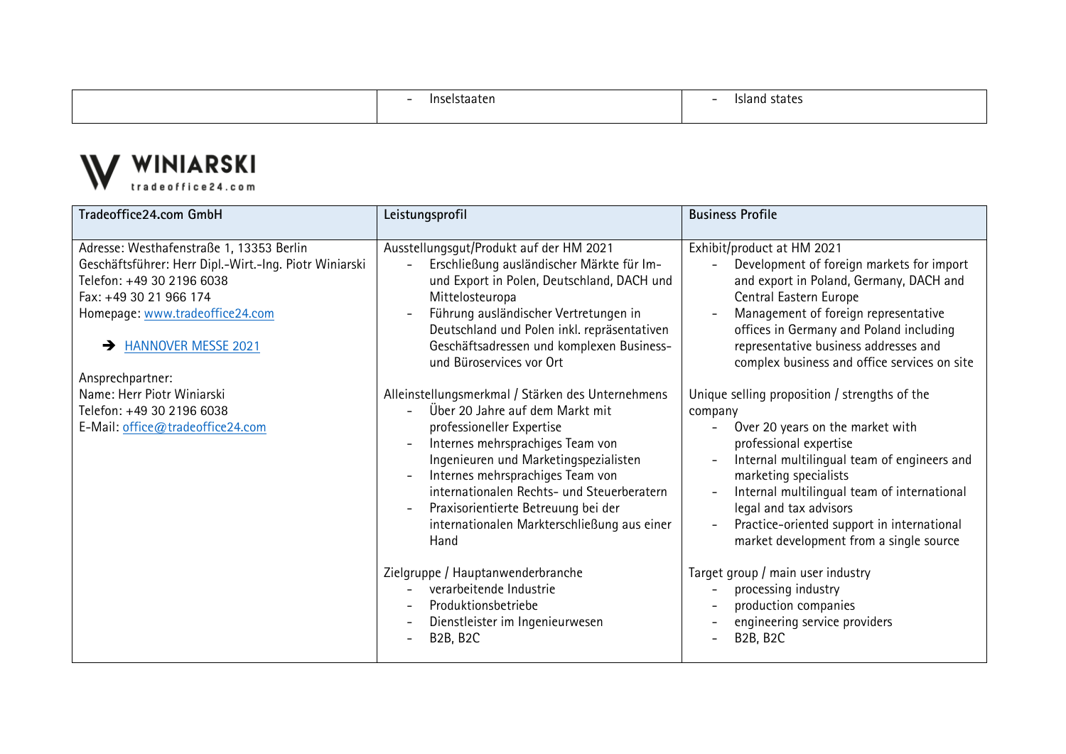| | - Inselstaaten | - Island states |
|---|---|---|

**WINIARSKI**
tradeoffice24.com

| Tradeoffice24.com GmbH | Leistungsprofil | Business Profile |
|---|---|---|
| Adresse: Westhafenstraße 1, 13353 Berlin<br>Geschäftsführer: Herr Dipl.-Wirt.-Ing. Piotr Winiarski<br>Telefon: +49 30 2196 6038<br>Fax: +49 30 21 966 174<br>Homepage: www.tradeoffice24.com<br><br>➔ HANNOVER MESSE 2021<br><br>Ansprechpartner:<br>Name: Herr Piotr Winiarski<br>Telefon: +49 30 2196 6038<br>E-Mail: office@tradeoffice24.com | Ausstellungsgut/Produkt auf der HM 2021<br>- Erschließung ausländischer Märkte für Im- und Export in Polen, Deutschland, DACH und Mittelosteuropa<br>- Führung ausländischer Vertretungen in Deutschland und Polen inkl. repräsentativen Geschäftsadressen und komplexen Business- und Büroservices vor Ort<br><br>Alleinstellungsmerkmal / Stärken des Unternehmens<br>- Über 20 Jahre auf dem Markt mit professioneller Expertise<br>- Internes mehrsprachiges Team von Ingenieuren und Marketingspezialisten<br>- Internes mehrsprachiges Team von internationalen Rechts- und Steuerberatern<br>- Praxisorientierte Betreuung bei der internationalen Markterschließung aus einer Hand<br><br>Zielgruppe / Hauptanwenderbranche<br>- verarbeitende Industrie<br>- Produktionsbetriebe<br>- Dienstleister im Ingenieurwesen<br>- B2B, B2C | Exhibit/product at HM 2021<br>- Development of foreign markets for import and export in Poland, Germany, DACH and Central Eastern Europe<br>- Management of foreign representative offices in Germany and Poland including representative business addresses and complex business and office services on site<br><br>Unique selling proposition / strengths of the company<br>- Over 20 years on the market with professional expertise<br>- Internal multilingual team of engineers and marketing specialists<br>- Internal multilingual team of international legal and tax advisors<br>- Practice-oriented support in international market development from a single source<br><br>Target group / main user industry<br>- processing industry<br>- production companies<br>- engineering service providers<br>- B2B, B2C |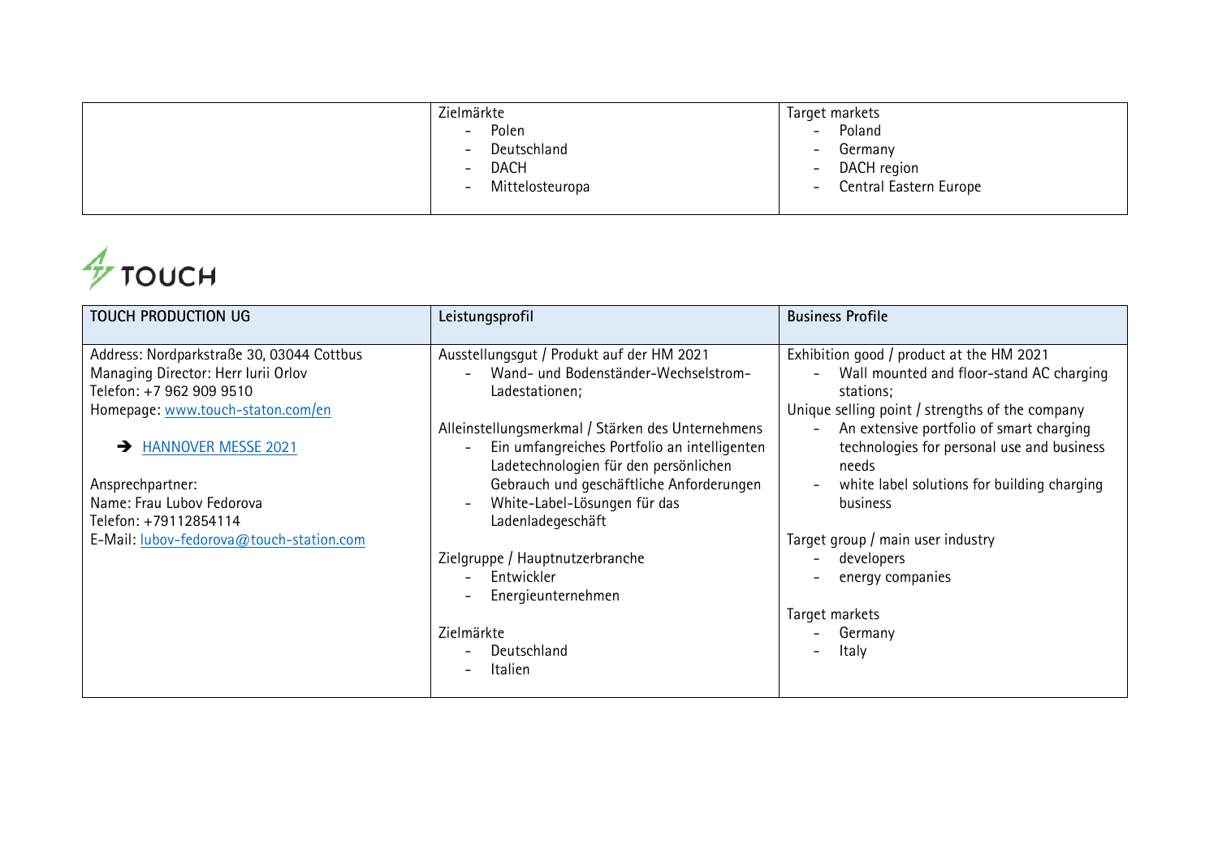| | Zielmärkte<br>- Polen<br>- Deutschland<br>- DACH<br>- Mittelosteuropa | Target markets<br>- Poland<br>- Germany<br>- DACH region<br>- Central Eastern Europe |
|---|---|---|

TOUCH

| TOUCH PRODUCTION UG | Leistungsprofil | Business Profile |
|---|---|---|
| Address: Nordparkstraße 30, 03044 Cottbus<br>Managing Director: Herr Iurii Orlov<br>Telefon: +7 962 909 9510<br>Homepage: [www.touch-staton.com/en](www.touch-staton.com/en)<br><br>➔ HANNOVER MESSE 2021<br><br>Ansprechpartner:<br>Name: Frau Lubov Fedorova<br>Telefon: +79112854114<br>E-Mail: lubov-fedorova@touch-station.com | Ausstellungsgut / Produkt auf der HM 2021<br>- Wand- und Bodenständer-Wechselstrom-Ladestationen;<br><br>Alleinstellungsmerkmal / Stärken des Unternehmens<br>- Ein umfangreiches Portfolio an intelligenten Ladetechnologien für den persönlichen Gebrauch und geschäftliche Anforderungen<br>- White-Label-Lösungen für das Ladenladegeschäft<br><br>Zielgruppe / Hauptnutzerbranche<br>- Entwickler<br>- Energieunternehmen<br><br>Zielmärkte<br>- Deutschland<br>- Italien | Exhibition good / product at the HM 2021<br>- Wall mounted and floor-stand AC charging stations;<br><br>Unique selling point / strengths of the company<br>- An extensive portfolio of smart charging technologies for personal use and business needs<br>- white label solutions for building charging business<br><br>Target group / main user industry<br>- developers<br>- energy companies<br><br>Target markets<br>- Germany<br>- Italy |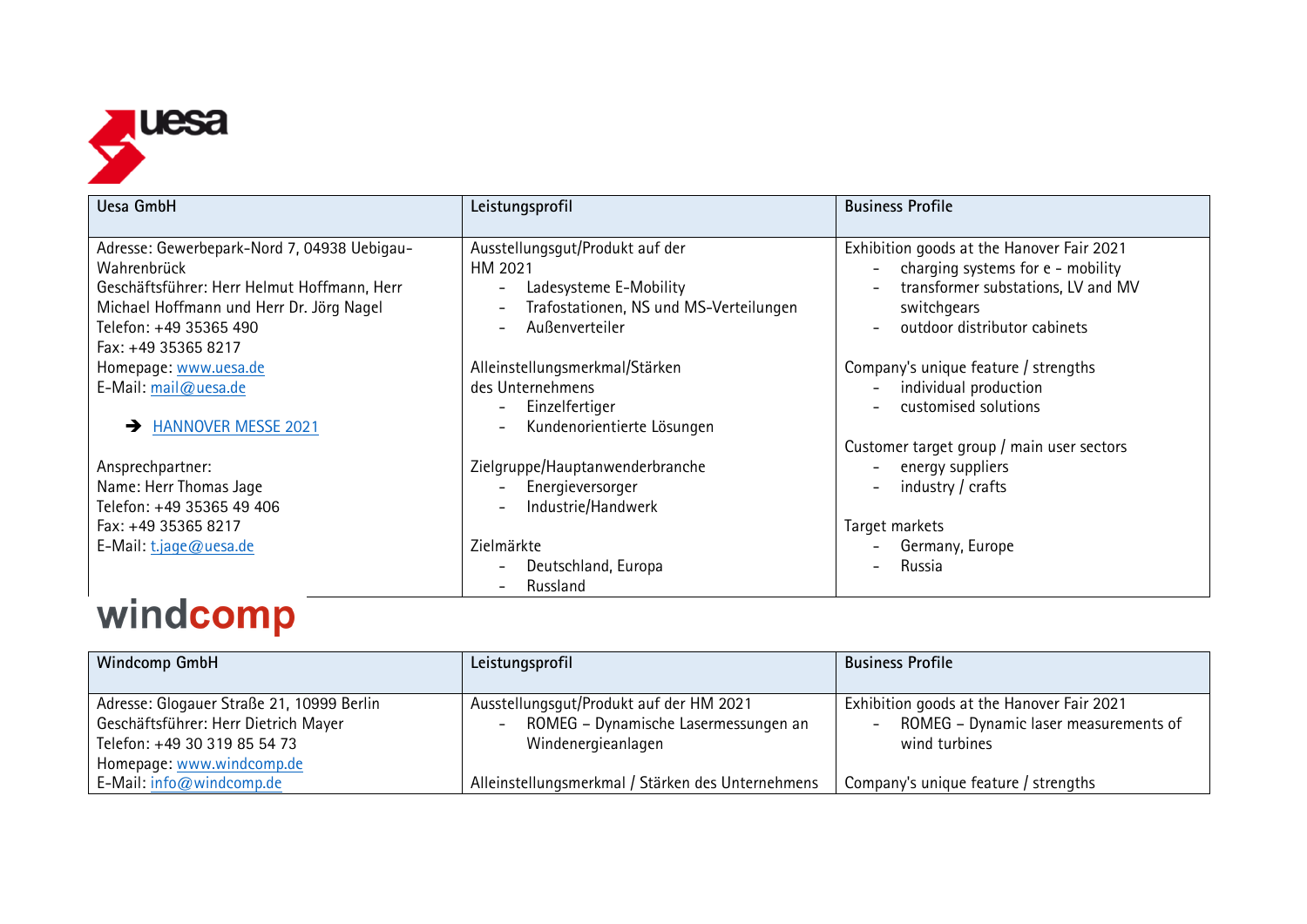uesa

| Uesa GmbH | Leistungsprofil | Business Profile |
|---|---|---|
| Adresse: Gewerbepark-Nord 7, 04938 Uebigau-Wahrenbrück<br>Geschäftsführer: Herr Helmut Hoffmann, Herr Michael Hoffmann und Herr Dr. Jörg Nagel<br>Telefon: +49 35365 490<br>Fax: +49 35365 8217<br>Homepage: www.uesa.de<br>E-Mail: mail@uesa.de<br><br>➔ HANNOVER MESSE 2021<br><br>Ansprechpartner:<br>Name: Herr Thomas Jage<br>Telefon: +49 35365 49 406<br>Fax: +49 35365 8217<br>E-Mail: t.jage@uesa.de | Ausstellungsgut/Produkt auf der HM 2021<br>- Ladesysteme E-Mobility<br>- Trafostationen, NS und MS-Verteilungen<br>- Außenverteiler<br><br>Alleinstellungsmerkmal/Stärken des Unternehmens<br>- Einzelfertiger<br>- Kundenorientierte Lösungen<br><br>Zielgruppe/Hauptanwenderbranche<br>- Energieversorger<br>- Industrie/Handwerk<br><br>Zielmärkte<br>- Deutschland, Europa<br>- Russland | Exhibition goods at the Hanover Fair 2021<br>- charging systems for e - mobility<br>- transformer substations, LV and MV switchgears<br>- outdoor distributor cabinets<br><br>Company's unique feature / strengths<br>- individual production<br>- customised solutions<br><br>Customer target group / main user sectors<br>- energy suppliers<br>- industry / crafts<br><br>Target markets<br>- Germany, Europe<br>- Russia |

windcomp

| Windcomp GmbH | Leistungsprofil | Business Profile |
|---|---|---|
| Adresse: Glogauer Straße 21, 10999 Berlin<br>Geschäftsführer: Herr Dietrich Mayer<br>Telefon: +49 30 319 85 54 73<br>Homepage: www.windcomp.de<br>E-Mail: info@windcomp.de | Ausstellungsgut/Produkt auf der HM 2021<br>- ROMEG – Dynamische Lasermessungen an Windenergieanlagen<br><br>Alleinstellungsmerkmal / Stärken des Unternehmens | Exhibition goods at the Hanover Fair 2021<br>- ROMEG – Dynamic laser measurements of wind turbines<br><br>Company's unique feature / strengths |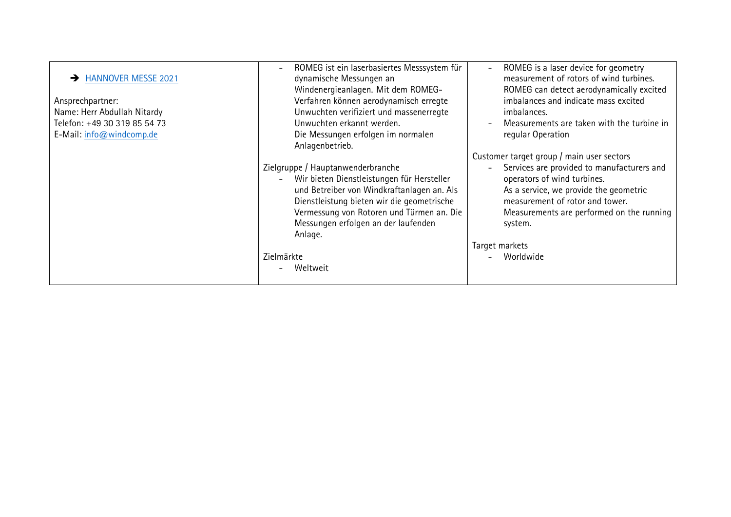| | | |
|---|---|---|
| ➔ HANNOVER MESSE 2021<br><br>Ansprechpartner:<br>Name: Herr Abdullah Nitardy<br>Telefon: +49 30 319 85 54 73<br>E-Mail: info@windcomp.de | - ROMEG ist ein laserbasiertes Messsystem für dynamische Messungen an Windenergieanlagen. Mit dem ROMEG-Verfahren können aerodynamisch erregte Unwuchten verifiziert und massenerregte Unwuchten erkannt werden.<br>Die Messungen erfolgen im normalen Anlagenbetrieb.<br><br>Zielgruppe / Hauptanwenderbranche<br>- Wir bieten Dienstleistungen für Hersteller und Betreiber von Windkraftanlagen an. Als Dienstleistung bieten wir die geometrische Vermessung von Rotoren und Türmen an. Die Messungen erfolgen an der laufenden Anlage.<br><br>Zielmärkte<br>- Weltweit | - ROMEG is a laser device for geometry measurement of rotors of wind turbines. ROMEG can detect aerodynamically excited imbalances and indicate mass excited imbalances.<br>- Measurements are taken with the turbine in regular Operation<br><br>Customer target group / main user sectors<br>- Services are provided to manufacturers and operators of wind turbines.<br>As a service, we provide the geometric measurement of rotor and tower.<br>Measurements are performed on the running system.<br><br>Target markets<br>- Worldwide |